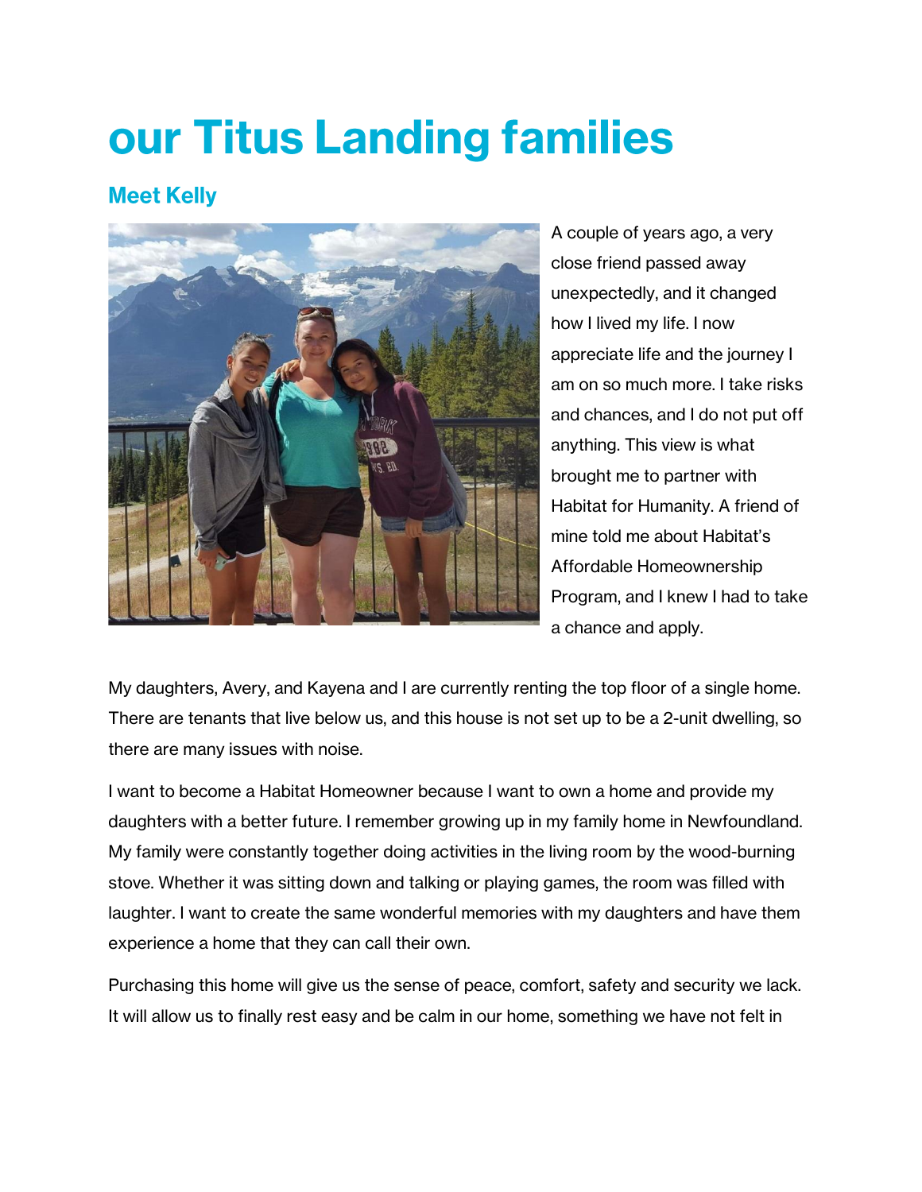# our Titus Landing families

## Meet Kelly

A couple of years ago, a very close friend passed away unexpectedly, and it changed how I lived my life. I now appreciate life and the journey I am on so much more. I take risks and chances, and I do not put off anything. This view is what brought me to partner with Habitat for Humanity. A friend of mine told me about Habitat's Affordable Homeownership Program, and I knew I had to take a chance and apply.

My daughters, Avery, and Kayena and I are currently renting the top floor of a single home. There are tenants that live below us, and this house is not set up to be a 2-unit dwelling, so there are many issues with noise.

I want to become a Habitat Homeowner because I want to own a home and provide my daughters with a better future. I remember growing up in my family home in Newfoundland. My family were constantly together doing activities in the living room by the wood-burning stove. Whether it was sitting down and talking or playing games, the room was filled with laughter. I want to create the same wonderful memories with my daughters and have them experience a home that they can call their own.

Purchasing this home will give us the sense of peace, comfort, safety and security we lack. It will allow us to finally rest easy and be calm in our home, something we have not felt in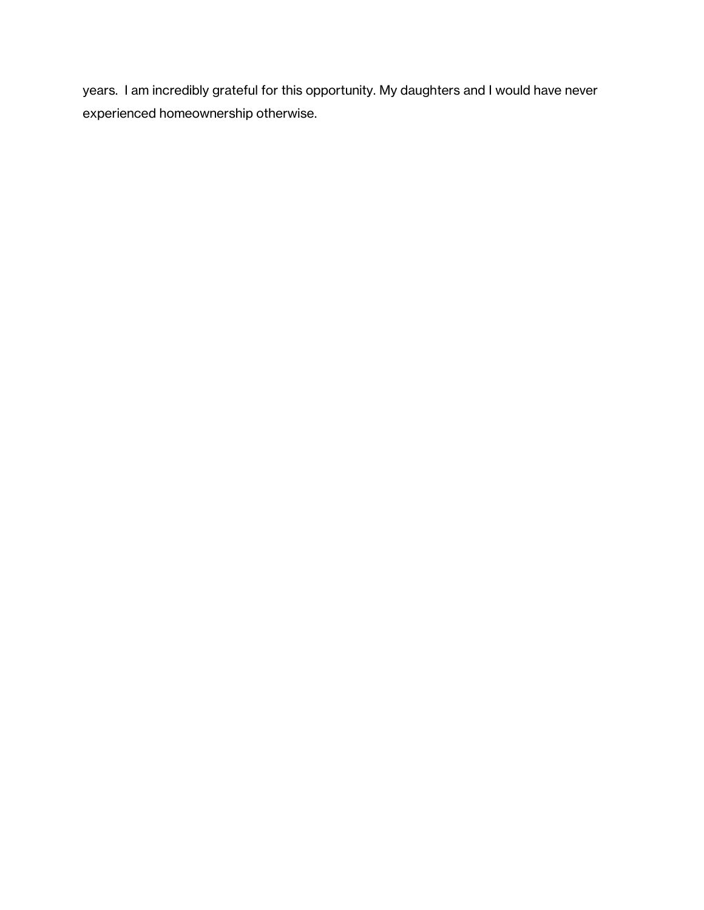years. I am incredibly grateful for this opportunity. My daughters and I would have never experienced homeownership otherwise.